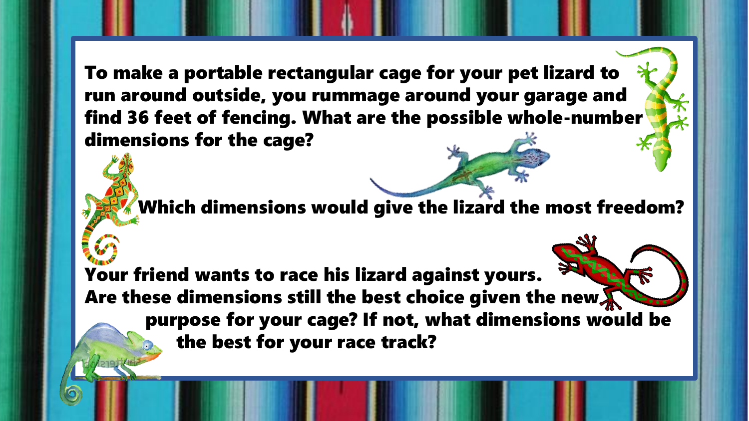**To make a portable rectangular cage for your pet lizard to run around outside, you rummage around your garage and find 36 feet of fencing. What are the possible whole-number dimensions for the cage?**

**Which dimensions would give the lizard the most freedom?**

**Your friend wants to race his lizard against yours. Are these dimensions still the best choice given the new purpose for your cage? If not, what dimensions would be the best for your race track?**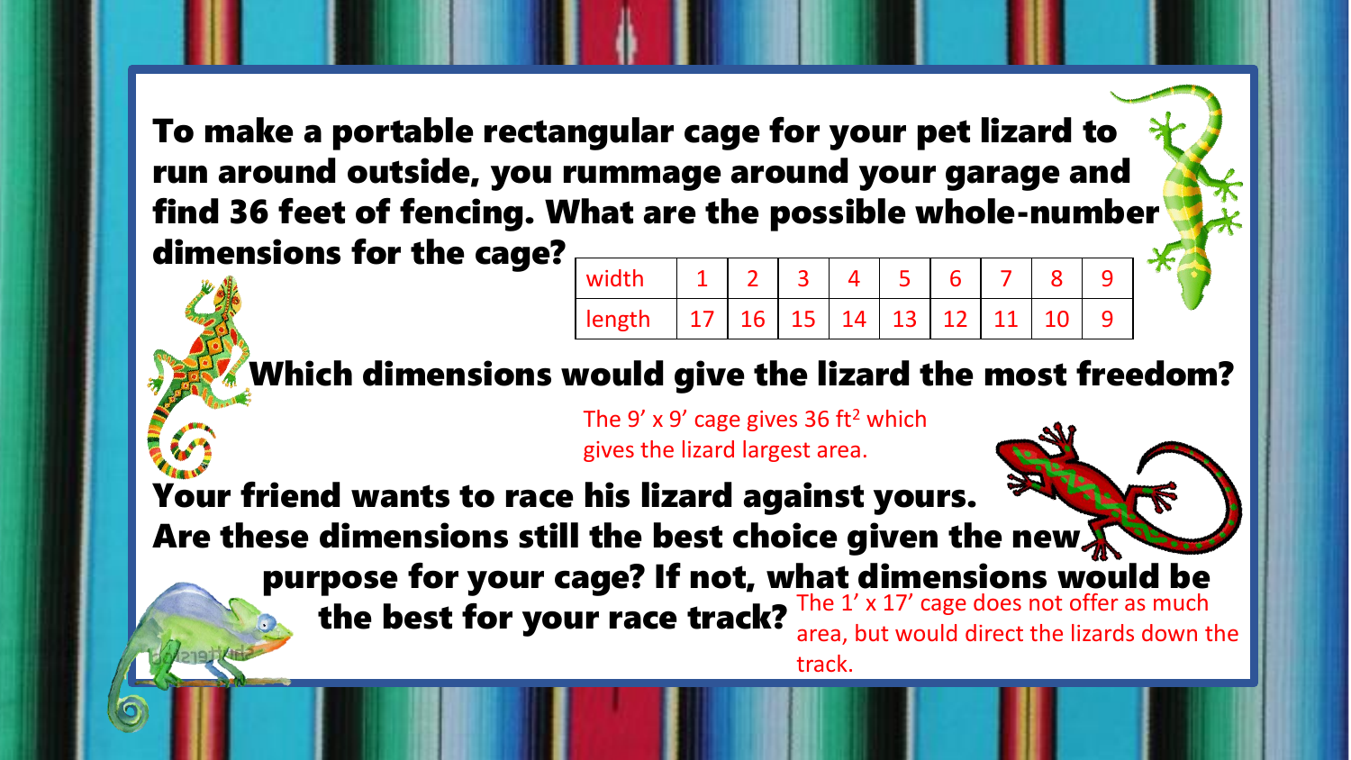**To make a portable rectangular cage for your pet lizard to run around outside, you rummage around your garage and find 36 feet of fencing. What are the possible whole-number dimensions for the cage?**

| width | 1 | 2 | 3 | 4 | 5 | 6 | 7 | 8 | 9 |
|---|---|---|---|---|---|---|---|---|---|
| length | 17 | 16 | 15 | 14 | 13 | 12 | 11 | 10 | 9 |

**Which dimensions would give the lizard the most freedom?**

The 9' x 9' cage gives 36 ft$^2$ which gives the lizard largest area.

**Your friend wants to race his lizard against yours. Are these dimensions still the best choice given the new purpose for your cage? If not, what dimensions would be the best for your race track?**

The 1' x 17' cage does not offer as much area, but would direct the lizards down the track.